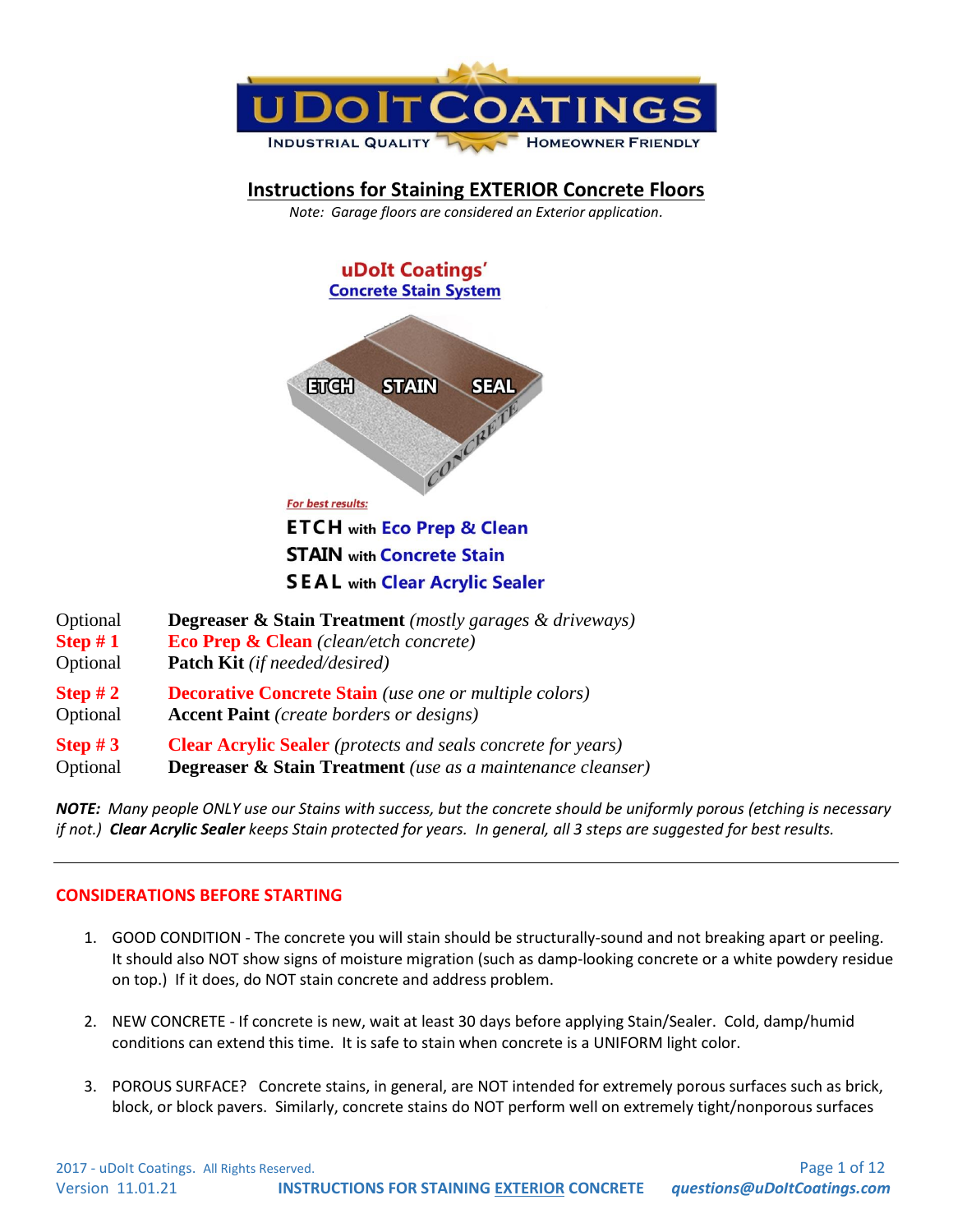# Instructions for Staining EXTERIOR Concrete Floors

*Note: Garage floors are considered an Exterior application.*

**uDoIt Coatings' Concrete Stain System**

*For best results:*

**ETCH** with **Eco Prep & Clean**
**STAIN** with **Concrete Stain**
**SEAL** with **Clear Acrylic Sealer**

| | |
|---|---|
| Optional | **Degreaser & Stain Treatment** *(mostly garages & driveways)* |
| **Step # 1** | **Eco Prep & Clean** *(clean/etch concrete)* |
| Optional | **Patch Kit** *(if needed/desired)* |
| **Step # 2** | **Decorative Concrete Stain** *(use one or multiple colors)* |
| Optional | **Accent Paint** *(create borders or designs)* |
| **Step # 3** | **Clear Acrylic Sealer** *(protects and seals concrete for years)* |
| Optional | **Degreaser & Stain Treatment** *(use as a maintenance cleanser)* |

***NOTE:** Many people ONLY use our Stains with success, but the concrete should be uniformly porous (etching is necessary if not.) **Clear Acrylic Sealer** keeps Stain protected for years. In general, all 3 steps are suggested for best results.*

---

## CONSIDERATIONS BEFORE STARTING

1. GOOD CONDITION - The concrete you will stain should be structurally-sound and not breaking apart or peeling. It should also NOT show signs of moisture migration (such as damp-looking concrete or a white powdery residue on top.) If it does, do NOT stain concrete and address problem.

2. NEW CONCRETE - If concrete is new, wait at least 30 days before applying Stain/Sealer. Cold, damp/humid conditions can extend this time. It is safe to stain when concrete is a UNIFORM light color.

3. POROUS SURFACE? Concrete stains, in general, are NOT intended for extremely porous surfaces such as brick, block, or block pavers. Similarly, concrete stains do NOT perform well on extremely tight/nonporous surfaces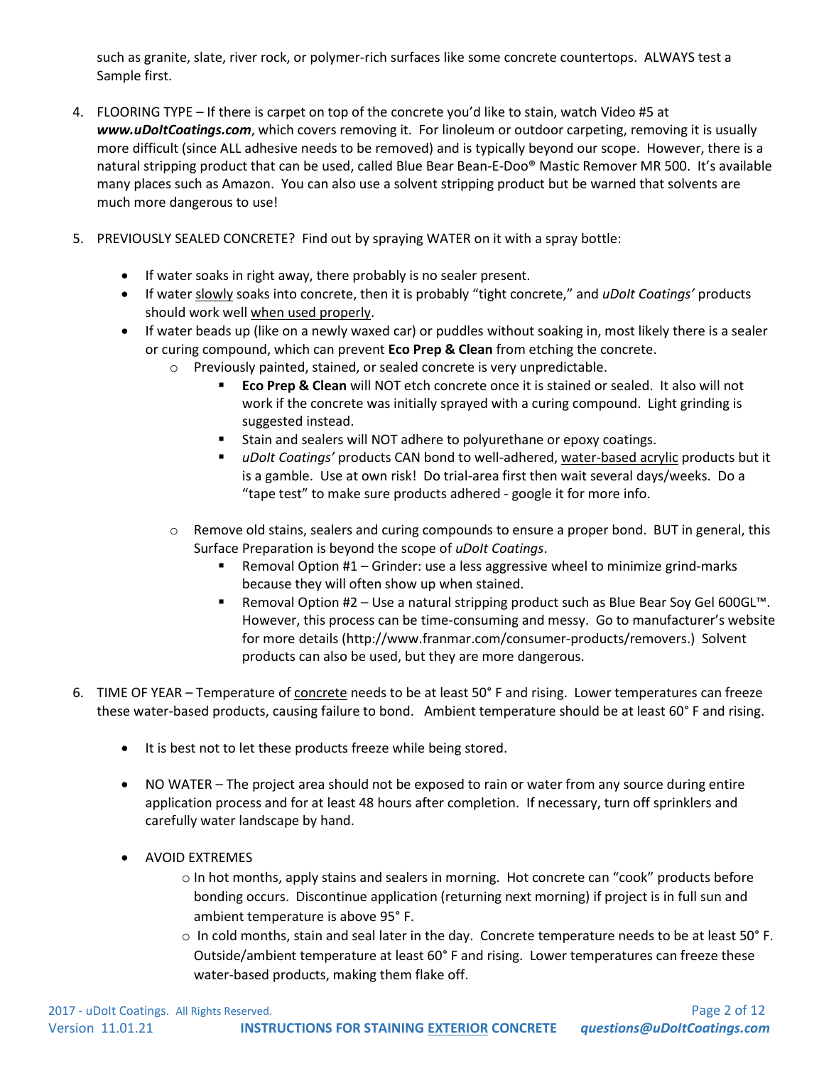such as granite, slate, river rock, or polymer-rich surfaces like some concrete countertops. ALWAYS test a Sample first.

4. FLOORING TYPE – If there is carpet on top of the concrete you'd like to stain, watch Video #5 at ***www.uDoItCoatings.com***, which covers removing it. For linoleum or outdoor carpeting, removing it is usually more difficult (since ALL adhesive needs to be removed) and is typically beyond our scope. However, there is a natural stripping product that can be used, called Blue Bear Bean-E-Doo® Mastic Remover MR 500. It's available many places such as Amazon. You can also use a solvent stripping product but be warned that solvents are much more dangerous to use!

5. PREVIOUSLY SEALED CONCRETE? Find out by spraying WATER on it with a spray bottle:

    - If water soaks in right away, there probably is no sealer present.
    - If water slowly soaks into concrete, then it is probably "tight concrete," and *uDoIt Coatings'* products should work well when used properly.
    - If water beads up (like on a newly waxed car) or puddles without soaking in, most likely there is a sealer or curing compound, which can prevent **Eco Prep & Clean** from etching the concrete.
        - Previously painted, stained, or sealed concrete is very unpredictable.
            - **Eco Prep & Clean** will NOT etch concrete once it is stained or sealed. It also will not work if the concrete was initially sprayed with a curing compound. Light grinding is suggested instead.
            - Stain and sealers will NOT adhere to polyurethane or epoxy coatings.
            - *uDoIt Coatings'* products CAN bond to well-adhered, water-based acrylic products but it is a gamble. Use at own risk! Do trial-area first then wait several days/weeks. Do a "tape test" to make sure products adhered - google it for more info.
        - Remove old stains, sealers and curing compounds to ensure a proper bond. BUT in general, this Surface Preparation is beyond the scope of *uDoIt Coatings*.
            - Removal Option #1 – Grinder: use a less aggressive wheel to minimize grind-marks because they will often show up when stained.
            - Removal Option #2 – Use a natural stripping product such as Blue Bear Soy Gel 600GL™. However, this process can be time-consuming and messy. Go to manufacturer's website for more details (http://www.franmar.com/consumer-products/removers.) Solvent products can also be used, but they are more dangerous.

6. TIME OF YEAR – Temperature of concrete needs to be at least 50° F and rising. Lower temperatures can freeze these water-based products, causing failure to bond. Ambient temperature should be at least 60° F and rising.

    - It is best not to let these products freeze while being stored.
    - NO WATER – The project area should not be exposed to rain or water from any source during entire application process and for at least 48 hours after completion. If necessary, turn off sprinklers and carefully water landscape by hand.
    - AVOID EXTREMES
        - In hot months, apply stains and sealers in morning. Hot concrete can "cook" products before bonding occurs. Discontinue application (returning next morning) if project is in full sun and ambient temperature is above 95° F.
        - In cold months, stain and seal later in the day. Concrete temperature needs to be at least 50° F. Outside/ambient temperature at least 60° F and rising. Lower temperatures can freeze these water-based products, making them flake off.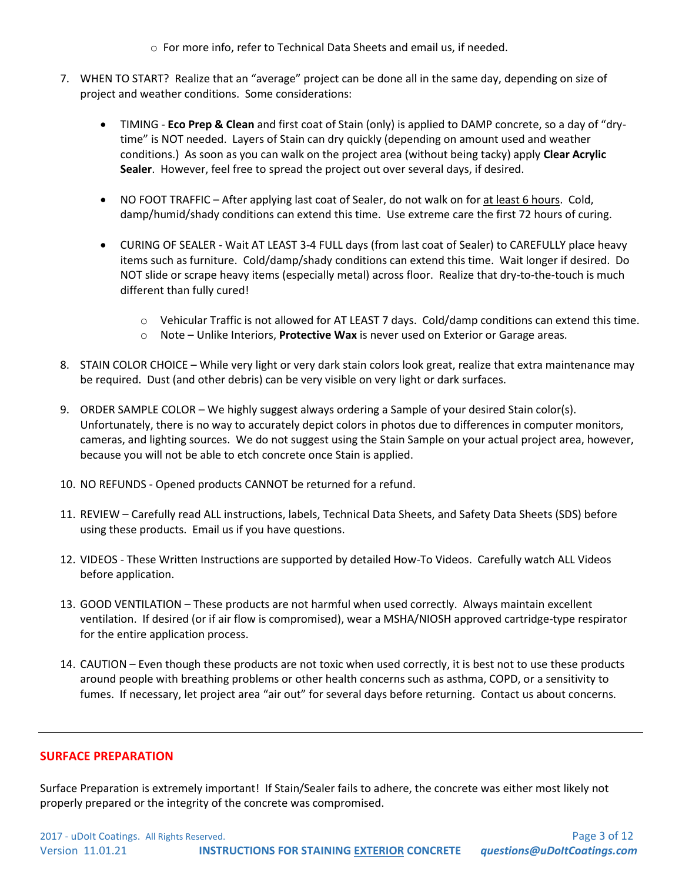- For more info, refer to Technical Data Sheets and email us, if needed.

7. WHEN TO START? Realize that an "average" project can be done all in the same day, depending on size of project and weather conditions. Some considerations:

   - TIMING - **Eco Prep & Clean** and first coat of Stain (only) is applied to DAMP concrete, so a day of "dry-time" is NOT needed. Layers of Stain can dry quickly (depending on amount used and weather conditions.) As soon as you can walk on the project area (without being tacky) apply **Clear Acrylic Sealer**. However, feel free to spread the project out over several days, if desired.

   - NO FOOT TRAFFIC – After applying last coat of Sealer, do not walk on for <u>at least 6 hours</u>. Cold, damp/humid/shady conditions can extend this time. Use extreme care the first 72 hours of curing.

   - CURING OF SEALER - Wait AT LEAST 3-4 FULL days (from last coat of Sealer) to CAREFULLY place heavy items such as furniture. Cold/damp/shady conditions can extend this time. Wait longer if desired. Do NOT slide or scrape heavy items (especially metal) across floor. Realize that dry-to-the-touch is much different than fully cured!

     - Vehicular Traffic is not allowed for AT LEAST 7 days. Cold/damp conditions can extend this time.
     - Note – Unlike Interiors, **Protective Wax** is never used on Exterior or Garage areas.

8. STAIN COLOR CHOICE – While very light or very dark stain colors look great, realize that extra maintenance may be required. Dust (and other debris) can be very visible on very light or dark surfaces.

9. ORDER SAMPLE COLOR – We highly suggest always ordering a Sample of your desired Stain color(s). Unfortunately, there is no way to accurately depict colors in photos due to differences in computer monitors, cameras, and lighting sources. We do not suggest using the Stain Sample on your actual project area, however, because you will not be able to etch concrete once Stain is applied.

10. NO REFUNDS - Opened products CANNOT be returned for a refund.

11. REVIEW – Carefully read ALL instructions, labels, Technical Data Sheets, and Safety Data Sheets (SDS) before using these products. Email us if you have questions.

12. VIDEOS - These Written Instructions are supported by detailed How-To Videos. Carefully watch ALL Videos before application.

13. GOOD VENTILATION – These products are not harmful when used correctly. Always maintain excellent ventilation. If desired (or if air flow is compromised), wear a MSHA/NIOSH approved cartridge-type respirator for the entire application process.

14. CAUTION – Even though these products are not toxic when used correctly, it is best not to use these products around people with breathing problems or other health concerns such as asthma, COPD, or a sensitivity to fumes. If necessary, let project area "air out" for several days before returning. Contact us about concerns.

---

## SURFACE PREPARATION

Surface Preparation is extremely important! If Stain/Sealer fails to adhere, the concrete was either most likely not properly prepared or the integrity of the concrete was compromised.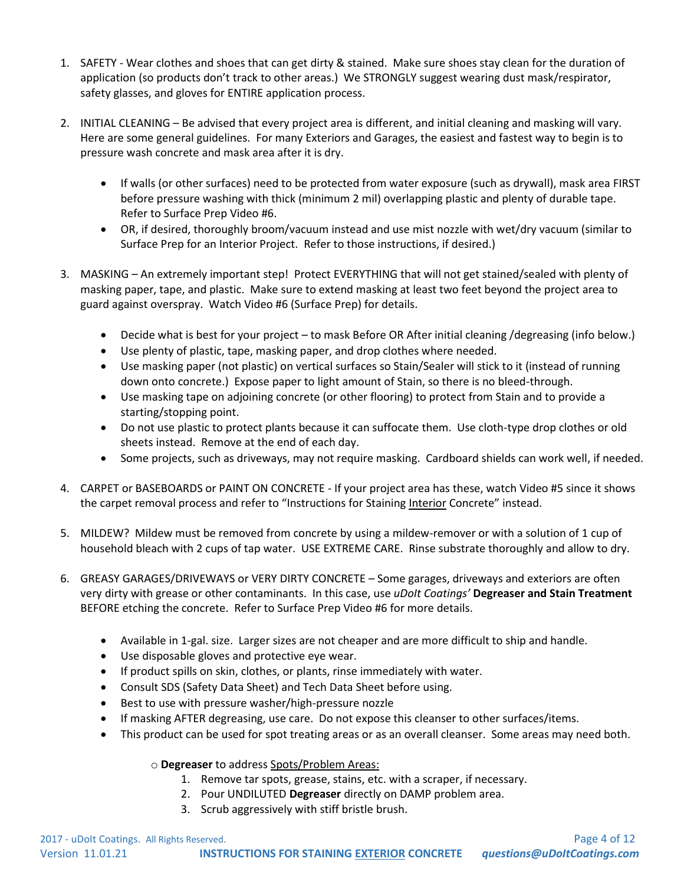1. SAFETY - Wear clothes and shoes that can get dirty & stained. Make sure shoes stay clean for the duration of application (so products don't track to other areas.) We STRONGLY suggest wearing dust mask/respirator, safety glasses, and gloves for ENTIRE application process.

2. INITIAL CLEANING – Be advised that every project area is different, and initial cleaning and masking will vary. Here are some general guidelines. For many Exteriors and Garages, the easiest and fastest way to begin is to pressure wash concrete and mask area after it is dry.

   - If walls (or other surfaces) need to be protected from water exposure (such as drywall), mask area FIRST before pressure washing with thick (minimum 2 mil) overlapping plastic and plenty of durable tape. Refer to Surface Prep Video #6.
   - OR, if desired, thoroughly broom/vacuum instead and use mist nozzle with wet/dry vacuum (similar to Surface Prep for an Interior Project. Refer to those instructions, if desired.)

3. MASKING – An extremely important step! Protect EVERYTHING that will not get stained/sealed with plenty of masking paper, tape, and plastic. Make sure to extend masking at least two feet beyond the project area to guard against overspray. Watch Video #6 (Surface Prep) for details.

   - Decide what is best for your project – to mask Before OR After initial cleaning /degreasing (info below.)
   - Use plenty of plastic, tape, masking paper, and drop clothes where needed.
   - Use masking paper (not plastic) on vertical surfaces so Stain/Sealer will stick to it (instead of running down onto concrete.) Expose paper to light amount of Stain, so there is no bleed-through.
   - Use masking tape on adjoining concrete (or other flooring) to protect from Stain and to provide a starting/stopping point.
   - Do not use plastic to protect plants because it can suffocate them. Use cloth-type drop clothes or old sheets instead. Remove at the end of each day.
   - Some projects, such as driveways, may not require masking. Cardboard shields can work well, if needed.

4. CARPET or BASEBOARDS or PAINT ON CONCRETE - If your project area has these, watch Video #5 since it shows the carpet removal process and refer to "Instructions for Staining <u>Interior</u> Concrete" instead.

5. MILDEW? Mildew must be removed from concrete by using a mildew-remover or with a solution of 1 cup of household bleach with 2 cups of tap water. USE EXTREME CARE. Rinse substrate thoroughly and allow to dry.

6. GREASY GARAGES/DRIVEWAYS or VERY DIRTY CONCRETE – Some garages, driveways and exteriors are often very dirty with grease or other contaminants. In this case, use *uDoIt Coatings'* **Degreaser and Stain Treatment** BEFORE etching the concrete. Refer to Surface Prep Video #6 for more details.

   - Available in 1-gal. size. Larger sizes are not cheaper and are more difficult to ship and handle.
   - Use disposable gloves and protective eye wear.
   - If product spills on skin, clothes, or plants, rinse immediately with water.
   - Consult SDS (Safety Data Sheet) and Tech Data Sheet before using.
   - Best to use with pressure washer/high-pressure nozzle
   - If masking AFTER degreasing, use care. Do not expose this cleanser to other surfaces/items.
   - This product can be used for spot treating areas or as an overall cleanser. Some areas may need both.

     - **Degreaser** to address <u>Spots/Problem Areas:</u>
       1. Remove tar spots, grease, stains, etc. with a scraper, if necessary.
       2. Pour UNDILUTED **Degreaser** directly on DAMP problem area.
       3. Scrub aggressively with stiff bristle brush.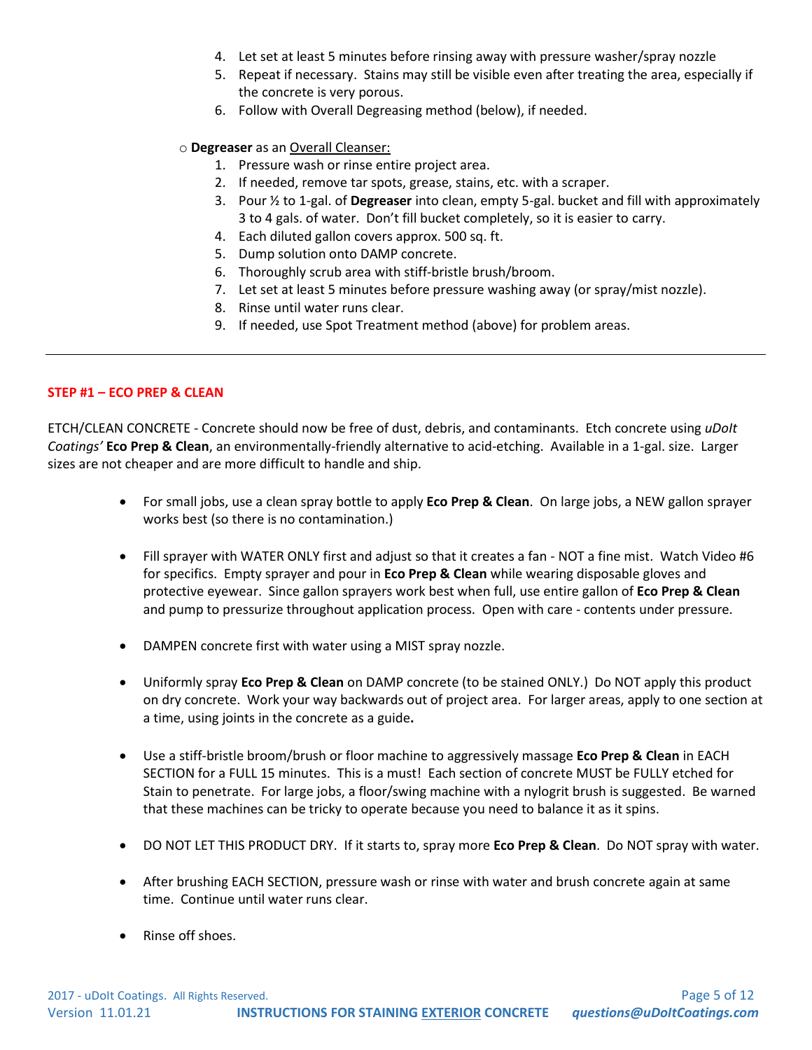4. Let set at least 5 minutes before rinsing away with pressure washer/spray nozzle
5. Repeat if necessary. Stains may still be visible even after treating the area, especially if the concrete is very porous.
6. Follow with Overall Degreasing method (below), if needed.

o **Degreaser** as an <u>Overall Cleanser:</u>

1. Pressure wash or rinse entire project area.
2. If needed, remove tar spots, grease, stains, etc. with a scraper.
3. Pour ½ to 1-gal. of **Degreaser** into clean, empty 5-gal. bucket and fill with approximately 3 to 4 gals. of water. Don't fill bucket completely, so it is easier to carry.
4. Each diluted gallon covers approx. 500 sq. ft.
5. Dump solution onto DAMP concrete.
6. Thoroughly scrub area with stiff-bristle brush/broom.
7. Let set at least 5 minutes before pressure washing away (or spray/mist nozzle).
8. Rinse until water runs clear.
9. If needed, use Spot Treatment method (above) for problem areas.

---

## STEP #1 – ECO PREP & CLEAN

ETCH/CLEAN CONCRETE - Concrete should now be free of dust, debris, and contaminants. Etch concrete using *uDoIt Coatings'* **Eco Prep & Clean**, an environmentally-friendly alternative to acid-etching. Available in a 1-gal. size. Larger sizes are not cheaper and are more difficult to handle and ship.

- For small jobs, use a clean spray bottle to apply **Eco Prep & Clean**. On large jobs, a NEW gallon sprayer works best (so there is no contamination.)

- Fill sprayer with WATER ONLY first and adjust so that it creates a fan - NOT a fine mist. Watch Video #6 for specifics. Empty sprayer and pour in **Eco Prep & Clean** while wearing disposable gloves and protective eyewear. Since gallon sprayers work best when full, use entire gallon of **Eco Prep & Clean** and pump to pressurize throughout application process. Open with care - contents under pressure.

- DAMPEN concrete first with water using a MIST spray nozzle.

- Uniformly spray **Eco Prep & Clean** on DAMP concrete (to be stained ONLY.) Do NOT apply this product on dry concrete. Work your way backwards out of project area. For larger areas, apply to one section at a time, using joints in the concrete as a guide**.**

- Use a stiff-bristle broom/brush or floor machine to aggressively massage **Eco Prep & Clean** in EACH SECTION for a FULL 15 minutes. This is a must! Each section of concrete MUST be FULLY etched for Stain to penetrate. For large jobs, a floor/swing machine with a nylogrit brush is suggested. Be warned that these machines can be tricky to operate because you need to balance it as it spins.

- DO NOT LET THIS PRODUCT DRY. If it starts to, spray more **Eco Prep & Clean**. Do NOT spray with water.

- After brushing EACH SECTION, pressure wash or rinse with water and brush concrete again at same time. Continue until water runs clear.

- Rinse off shoes.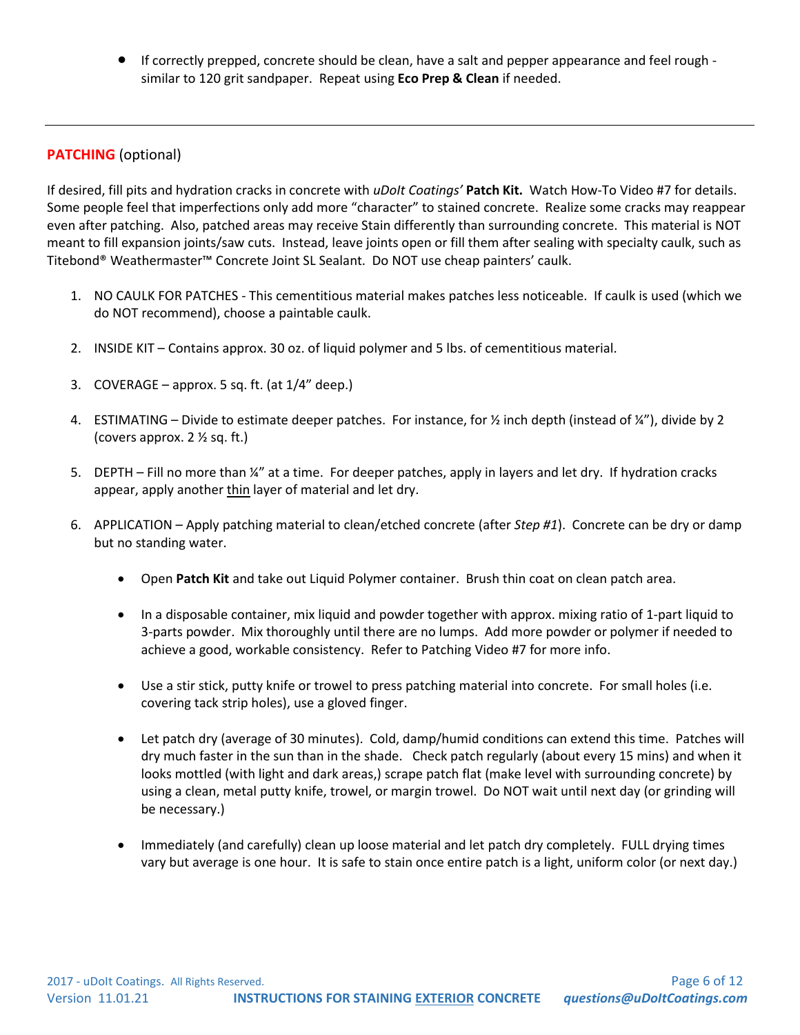- If correctly prepped, concrete should be clean, have a salt and pepper appearance and feel rough - similar to 120 grit sandpaper. Repeat using **Eco Prep & Clean** if needed.

---

## PATCHING (optional)

If desired, fill pits and hydration cracks in concrete with *uDoIt Coatings'* **Patch Kit.** Watch How-To Video #7 for details. Some people feel that imperfections only add more "character" to stained concrete. Realize some cracks may reappear even after patching. Also, patched areas may receive Stain differently than surrounding concrete. This material is NOT meant to fill expansion joints/saw cuts. Instead, leave joints open or fill them after sealing with specialty caulk, such as Titebond® Weathermaster™ Concrete Joint SL Sealant. Do NOT use cheap painters' caulk.

1. NO CAULK FOR PATCHES - This cementitious material makes patches less noticeable. If caulk is used (which we do NOT recommend), choose a paintable caulk.

2. INSIDE KIT – Contains approx. 30 oz. of liquid polymer and 5 lbs. of cementitious material.

3. COVERAGE – approx. 5 sq. ft. (at 1/4" deep.)

4. ESTIMATING – Divide to estimate deeper patches. For instance, for ½ inch depth (instead of ¼"), divide by 2 (covers approx. 2 ½ sq. ft.)

5. DEPTH – Fill no more than ¼" at a time. For deeper patches, apply in layers and let dry. If hydration cracks appear, apply another <u>thin</u> layer of material and let dry.

6. APPLICATION – Apply patching material to clean/etched concrete (after *Step #1*). Concrete can be dry or damp but no standing water.

   - Open **Patch Kit** and take out Liquid Polymer container. Brush thin coat on clean patch area.

   - In a disposable container, mix liquid and powder together with approx. mixing ratio of 1-part liquid to 3-parts powder. Mix thoroughly until there are no lumps. Add more powder or polymer if needed to achieve a good, workable consistency. Refer to Patching Video #7 for more info.

   - Use a stir stick, putty knife or trowel to press patching material into concrete. For small holes (i.e. covering tack strip holes), use a gloved finger.

   - Let patch dry (average of 30 minutes). Cold, damp/humid conditions can extend this time. Patches will dry much faster in the sun than in the shade. Check patch regularly (about every 15 mins) and when it looks mottled (with light and dark areas,) scrape patch flat (make level with surrounding concrete) by using a clean, metal putty knife, trowel, or margin trowel. Do NOT wait until next day (or grinding will be necessary.)

   - Immediately (and carefully) clean up loose material and let patch dry completely. FULL drying times vary but average is one hour. It is safe to stain once entire patch is a light, uniform color (or next day.)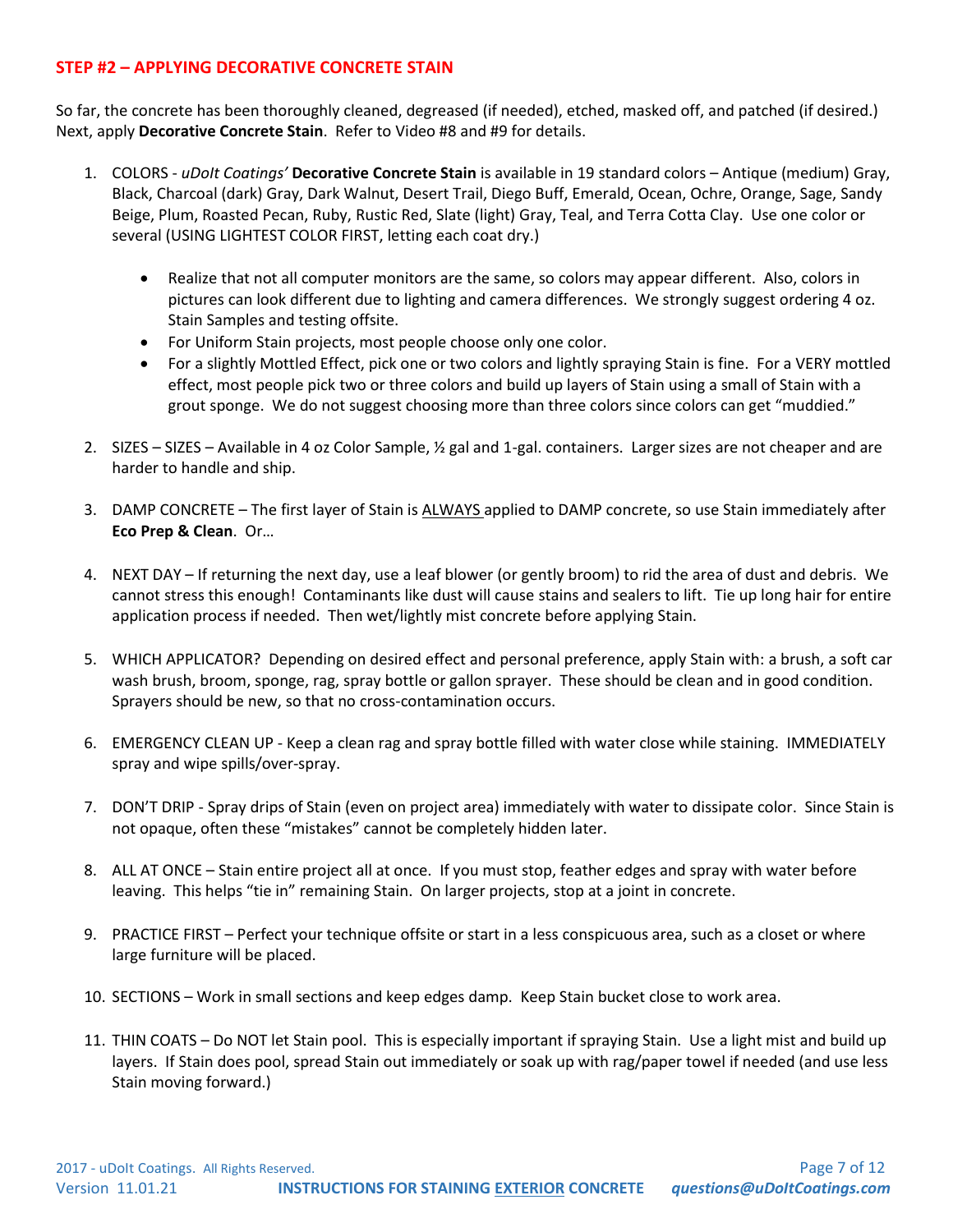## STEP #2 – APPLYING DECORATIVE CONCRETE STAIN

So far, the concrete has been thoroughly cleaned, degreased (if needed), etched, masked off, and patched (if desired.) Next, apply **Decorative Concrete Stain**. Refer to Video #8 and #9 for details.

1. COLORS - *uDoIt Coatings'* **Decorative Concrete Stain** is available in 19 standard colors – Antique (medium) Gray, Black, Charcoal (dark) Gray, Dark Walnut, Desert Trail, Diego Buff, Emerald, Ocean, Ochre, Orange, Sage, Sandy Beige, Plum, Roasted Pecan, Ruby, Rustic Red, Slate (light) Gray, Teal, and Terra Cotta Clay. Use one color or several (USING LIGHTEST COLOR FIRST, letting each coat dry.)
   - Realize that not all computer monitors are the same, so colors may appear different. Also, colors in pictures can look different due to lighting and camera differences. We strongly suggest ordering 4 oz. Stain Samples and testing offsite.
   - For Uniform Stain projects, most people choose only one color.
   - For a slightly Mottled Effect, pick one or two colors and lightly spraying Stain is fine. For a VERY mottled effect, most people pick two or three colors and build up layers of Stain using a small of Stain with a grout sponge. We do not suggest choosing more than three colors since colors can get "muddied."
2. SIZES – SIZES – Available in 4 oz Color Sample, ½ gal and 1-gal. containers. Larger sizes are not cheaper and are harder to handle and ship.
3. DAMP CONCRETE – The first layer of Stain is <u>ALWAYS</u> applied to DAMP concrete, so use Stain immediately after **Eco Prep & Clean**. Or…
4. NEXT DAY – If returning the next day, use a leaf blower (or gently broom) to rid the area of dust and debris. We cannot stress this enough! Contaminants like dust will cause stains and sealers to lift. Tie up long hair for entire application process if needed. Then wet/lightly mist concrete before applying Stain.
5. WHICH APPLICATOR? Depending on desired effect and personal preference, apply Stain with: a brush, a soft car wash brush, broom, sponge, rag, spray bottle or gallon sprayer. These should be clean and in good condition. Sprayers should be new, so that no cross-contamination occurs.
6. EMERGENCY CLEAN UP - Keep a clean rag and spray bottle filled with water close while staining. IMMEDIATELY spray and wipe spills/over-spray.
7. DON'T DRIP - Spray drips of Stain (even on project area) immediately with water to dissipate color. Since Stain is not opaque, often these "mistakes" cannot be completely hidden later.
8. ALL AT ONCE – Stain entire project all at once. If you must stop, feather edges and spray with water before leaving. This helps "tie in" remaining Stain. On larger projects, stop at a joint in concrete.
9. PRACTICE FIRST – Perfect your technique offsite or start in a less conspicuous area, such as a closet or where large furniture will be placed.
10. SECTIONS – Work in small sections and keep edges damp. Keep Stain bucket close to work area.
11. THIN COATS – Do NOT let Stain pool. This is especially important if spraying Stain. Use a light mist and build up layers. If Stain does pool, spread Stain out immediately or soak up with rag/paper towel if needed (and use less Stain moving forward.)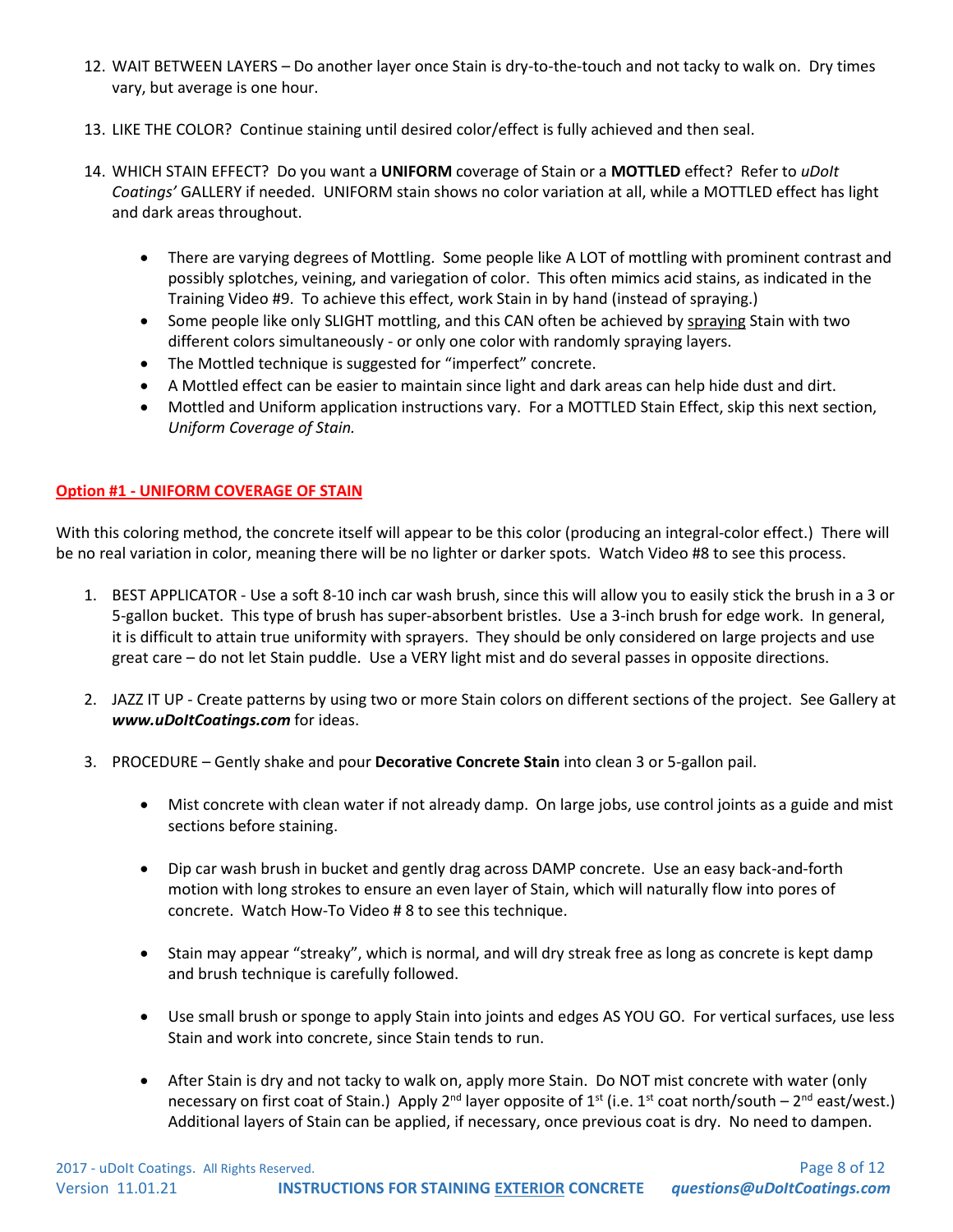12. WAIT BETWEEN LAYERS – Do another layer once Stain is dry-to-the-touch and not tacky to walk on. Dry times vary, but average is one hour.

13. LIKE THE COLOR? Continue staining until desired color/effect is fully achieved and then seal.

14. WHICH STAIN EFFECT? Do you want a **UNIFORM** coverage of Stain or a **MOTTLED** effect? Refer to *uDoIt Coatings'* GALLERY if needed. UNIFORM stain shows no color variation at all, while a MOTTLED effect has light and dark areas throughout.

    - There are varying degrees of Mottling. Some people like A LOT of mottling with prominent contrast and possibly splotches, veining, and variegation of color. This often mimics acid stains, as indicated in the Training Video #9. To achieve this effect, work Stain in by hand (instead of spraying.)
    - Some people like only SLIGHT mottling, and this CAN often be achieved by spraying Stain with two different colors simultaneously - or only one color with randomly spraying layers.
    - The Mottled technique is suggested for "imperfect" concrete.
    - A Mottled effect can be easier to maintain since light and dark areas can help hide dust and dirt.
    - Mottled and Uniform application instructions vary. For a MOTTLED Stain Effect, skip this next section, *Uniform Coverage of Stain.*

## Option #1 - UNIFORM COVERAGE OF STAIN

With this coloring method, the concrete itself will appear to be this color (producing an integral-color effect.) There will be no real variation in color, meaning there will be no lighter or darker spots. Watch Video #8 to see this process.

1. BEST APPLICATOR - Use a soft 8-10 inch car wash brush, since this will allow you to easily stick the brush in a 3 or 5-gallon bucket. This type of brush has super-absorbent bristles. Use a 3-inch brush for edge work. In general, it is difficult to attain true uniformity with sprayers. They should be only considered on large projects and use great care – do not let Stain puddle. Use a VERY light mist and do several passes in opposite directions.

2. JAZZ IT UP - Create patterns by using two or more Stain colors on different sections of the project. See Gallery at ***www.uDoItCoatings.com*** for ideas.

3. PROCEDURE – Gently shake and pour **Decorative Concrete Stain** into clean 3 or 5-gallon pail.

    - Mist concrete with clean water if not already damp. On large jobs, use control joints as a guide and mist sections before staining.

    - Dip car wash brush in bucket and gently drag across DAMP concrete. Use an easy back-and-forth motion with long strokes to ensure an even layer of Stain, which will naturally flow into pores of concrete. Watch How-To Video # 8 to see this technique.

    - Stain may appear "streaky", which is normal, and will dry streak free as long as concrete is kept damp and brush technique is carefully followed.

    - Use small brush or sponge to apply Stain into joints and edges AS YOU GO. For vertical surfaces, use less Stain and work into concrete, since Stain tends to run.

    - After Stain is dry and not tacky to walk on, apply more Stain. Do NOT mist concrete with water (only necessary on first coat of Stain.) Apply 2nd layer opposite of 1st (i.e. 1st coat north/south – 2nd east/west.) Additional layers of Stain can be applied, if necessary, once previous coat is dry. No need to dampen.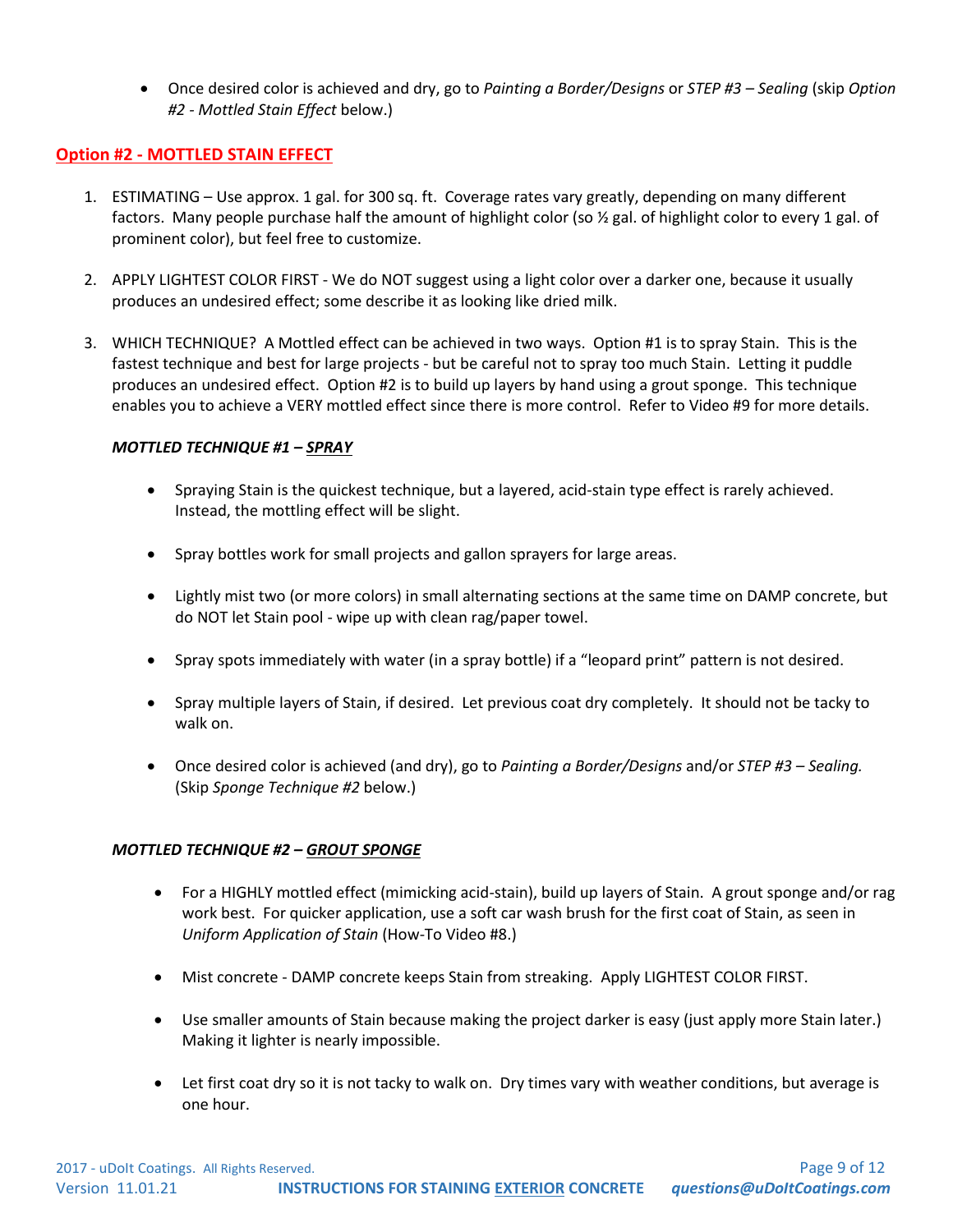- Once desired color is achieved and dry, go to *Painting a Border/Designs* or *STEP #3 – Sealing* (skip *Option #2 - Mottled Stain Effect* below.)

## Option #2 - MOTTLED STAIN EFFECT

1. ESTIMATING – Use approx. 1 gal. for 300 sq. ft. Coverage rates vary greatly, depending on many different factors. Many people purchase half the amount of highlight color (so ½ gal. of highlight color to every 1 gal. of prominent color), but feel free to customize.

2. APPLY LIGHTEST COLOR FIRST - We do NOT suggest using a light color over a darker one, because it usually produces an undesired effect; some describe it as looking like dried milk.

3. WHICH TECHNIQUE? A Mottled effect can be achieved in two ways. Option #1 is to spray Stain. This is the fastest technique and best for large projects - but be careful not to spray too much Stain. Letting it puddle produces an undesired effect. Option #2 is to build up layers by hand using a grout sponge. This technique enables you to achieve a VERY mottled effect since there is more control. Refer to Video #9 for more details.

### *MOTTLED TECHNIQUE #1 – SPRAY*

- Spraying Stain is the quickest technique, but a layered, acid-stain type effect is rarely achieved. Instead, the mottling effect will be slight.
- Spray bottles work for small projects and gallon sprayers for large areas.
- Lightly mist two (or more colors) in small alternating sections at the same time on DAMP concrete, but do NOT let Stain pool - wipe up with clean rag/paper towel.
- Spray spots immediately with water (in a spray bottle) if a "leopard print" pattern is not desired.
- Spray multiple layers of Stain, if desired. Let previous coat dry completely. It should not be tacky to walk on.
- Once desired color is achieved (and dry), go to *Painting a Border/Designs* and/or *STEP #3 – Sealing.* (Skip *Sponge Technique #2* below.)

### *MOTTLED TECHNIQUE #2 – GROUT SPONGE*

- For a HIGHLY mottled effect (mimicking acid-stain), build up layers of Stain. A grout sponge and/or rag work best. For quicker application, use a soft car wash brush for the first coat of Stain, as seen in *Uniform Application of Stain* (How-To Video #8.)
- Mist concrete - DAMP concrete keeps Stain from streaking. Apply LIGHTEST COLOR FIRST.
- Use smaller amounts of Stain because making the project darker is easy (just apply more Stain later.) Making it lighter is nearly impossible.
- Let first coat dry so it is not tacky to walk on. Dry times vary with weather conditions, but average is one hour.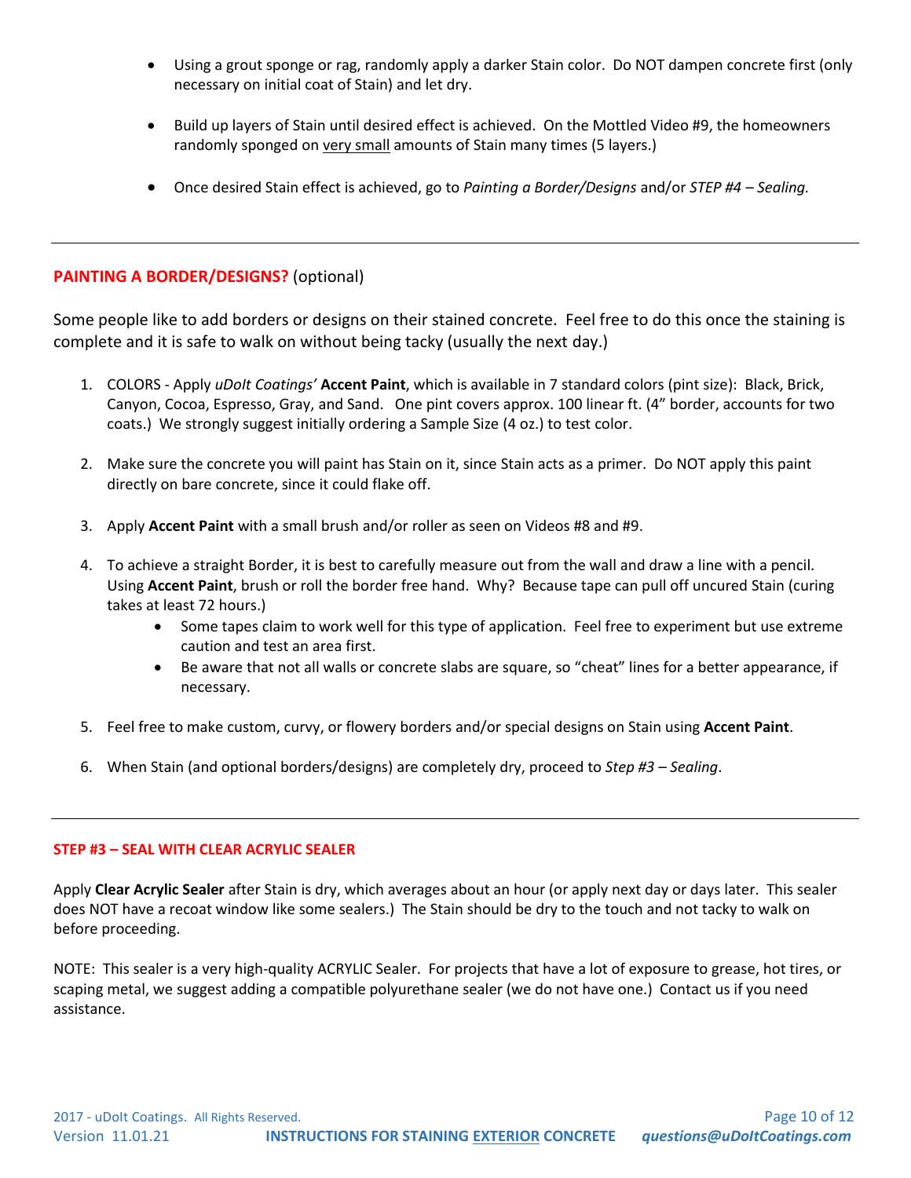- Using a grout sponge or rag, randomly apply a darker Stain color. Do NOT dampen concrete first (only necessary on initial coat of Stain) and let dry.
- Build up layers of Stain until desired effect is achieved. On the Mottled Video #9, the homeowners randomly sponged on <u>very small</u> amounts of Stain many times (5 layers.)
- Once desired Stain effect is achieved, go to *Painting a Border/Designs* and/or *STEP #4 – Sealing.*

---

## PAINTING A BORDER/DESIGNS? (optional)

Some people like to add borders or designs on their stained concrete. Feel free to do this once the staining is complete and it is safe to walk on without being tacky (usually the next day.)

1. COLORS - Apply *uDoIt Coatings'* **Accent Paint**, which is available in 7 standard colors (pint size): Black, Brick, Canyon, Cocoa, Espresso, Gray, and Sand. One pint covers approx. 100 linear ft. (4" border, accounts for two coats.) We strongly suggest initially ordering a Sample Size (4 oz.) to test color.
2. Make sure the concrete you will paint has Stain on it, since Stain acts as a primer. Do NOT apply this paint directly on bare concrete, since it could flake off.
3. Apply **Accent Paint** with a small brush and/or roller as seen on Videos #8 and #9.
4. To achieve a straight Border, it is best to carefully measure out from the wall and draw a line with a pencil. Using **Accent Paint**, brush or roll the border free hand. Why? Because tape can pull off uncured Stain (curing takes at least 72 hours.)
   - Some tapes claim to work well for this type of application. Feel free to experiment but use extreme caution and test an area first.
   - Be aware that not all walls or concrete slabs are square, so "cheat" lines for a better appearance, if necessary.
5. Feel free to make custom, curvy, or flowery borders and/or special designs on Stain using **Accent Paint**.
6. When Stain (and optional borders/designs) are completely dry, proceed to *Step #3 – Sealing*.

---

## STEP #3 – SEAL WITH CLEAR ACRYLIC SEALER

Apply **Clear Acrylic Sealer** after Stain is dry, which averages about an hour (or apply next day or days later. This sealer does NOT have a recoat window like some sealers.) The Stain should be dry to the touch and not tacky to walk on before proceeding.

NOTE: This sealer is a very high-quality ACRYLIC Sealer. For projects that have a lot of exposure to grease, hot tires, or scaping metal, we suggest adding a compatible polyurethane sealer (we do not have one.) Contact us if you need assistance.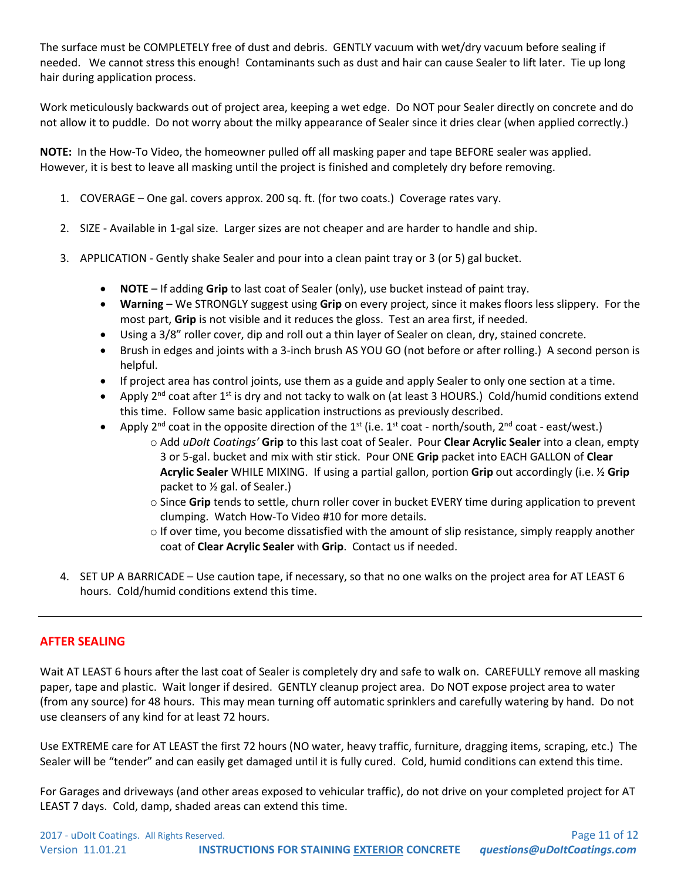The surface must be COMPLETELY free of dust and debris. GENTLY vacuum with wet/dry vacuum before sealing if needed. We cannot stress this enough! Contaminants such as dust and hair can cause Sealer to lift later. Tie up long hair during application process.

Work meticulously backwards out of project area, keeping a wet edge. Do NOT pour Sealer directly on concrete and do not allow it to puddle. Do not worry about the milky appearance of Sealer since it dries clear (when applied correctly.)

**NOTE:** In the How-To Video, the homeowner pulled off all masking paper and tape BEFORE sealer was applied. However, it is best to leave all masking until the project is finished and completely dry before removing.

1. COVERAGE – One gal. covers approx. 200 sq. ft. (for two coats.) Coverage rates vary.
2. SIZE - Available in 1-gal size. Larger sizes are not cheaper and are harder to handle and ship.
3. APPLICATION - Gently shake Sealer and pour into a clean paint tray or 3 (or 5) gal bucket.
   - **NOTE** – If adding **Grip** to last coat of Sealer (only), use bucket instead of paint tray.
   - **Warning** – We STRONGLY suggest using **Grip** on every project, since it makes floors less slippery. For the most part, **Grip** is not visible and it reduces the gloss. Test an area first, if needed.
   - Using a 3/8" roller cover, dip and roll out a thin layer of Sealer on clean, dry, stained concrete.
   - Brush in edges and joints with a 3-inch brush AS YOU GO (not before or after rolling.) A second person is helpful.
   - If project area has control joints, use them as a guide and apply Sealer to only one section at a time.
   - Apply 2nd coat after 1st is dry and not tacky to walk on (at least 3 HOURS.) Cold/humid conditions extend this time. Follow same basic application instructions as previously described.
   - Apply 2nd coat in the opposite direction of the 1st (i.e. 1st coat - north/south, 2nd coat - east/west.)
     - Add *uDoIt Coatings'* **Grip** to this last coat of Sealer. Pour **Clear Acrylic Sealer** into a clean, empty 3 or 5-gal. bucket and mix with stir stick. Pour ONE **Grip** packet into EACH GALLON of **Clear Acrylic Sealer** WHILE MIXING. If using a partial gallon, portion **Grip** out accordingly (i.e. ½ **Grip** packet to ½ gal. of Sealer.)
     - Since **Grip** tends to settle, churn roller cover in bucket EVERY time during application to prevent clumping. Watch How-To Video #10 for more details.
     - If over time, you become dissatisfied with the amount of slip resistance, simply reapply another coat of **Clear Acrylic Sealer** with **Grip**. Contact us if needed.
4. SET UP A BARRICADE – Use caution tape, if necessary, so that no one walks on the project area for AT LEAST 6 hours. Cold/humid conditions extend this time.

---

## AFTER SEALING

Wait AT LEAST 6 hours after the last coat of Sealer is completely dry and safe to walk on. CAREFULLY remove all masking paper, tape and plastic. Wait longer if desired. GENTLY cleanup project area. Do NOT expose project area to water (from any source) for 48 hours. This may mean turning off automatic sprinklers and carefully watering by hand. Do not use cleansers of any kind for at least 72 hours.

Use EXTREME care for AT LEAST the first 72 hours (NO water, heavy traffic, furniture, dragging items, scraping, etc.) The Sealer will be "tender" and can easily get damaged until it is fully cured. Cold, humid conditions can extend this time.

For Garages and driveways (and other areas exposed to vehicular traffic), do not drive on your completed project for AT LEAST 7 days. Cold, damp, shaded areas can extend this time.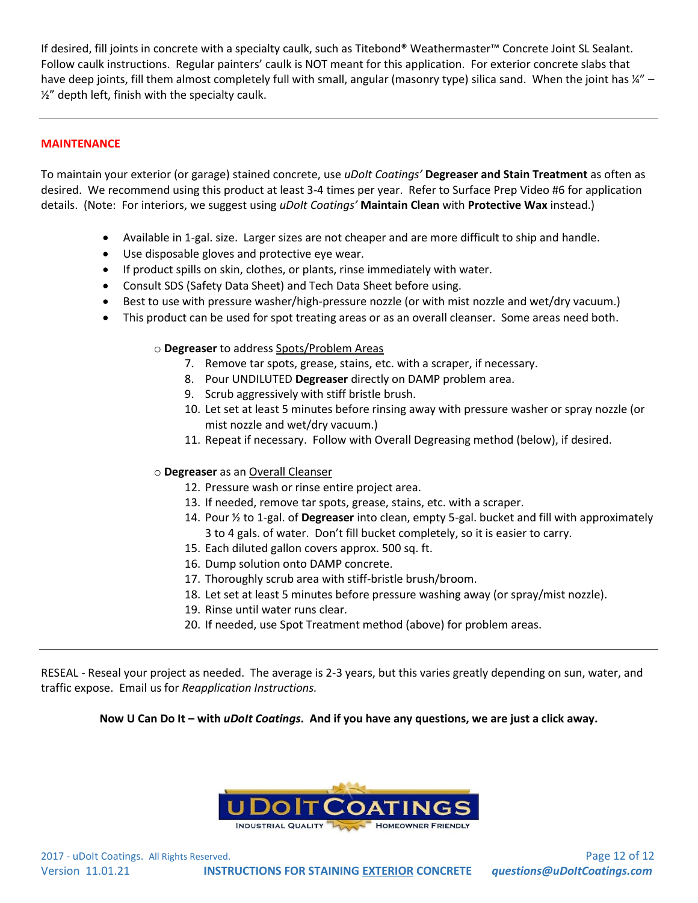If desired, fill joints in concrete with a specialty caulk, such as Titebond® Weathermaster™ Concrete Joint SL Sealant. Follow caulk instructions. Regular painters' caulk is NOT meant for this application. For exterior concrete slabs that have deep joints, fill them almost completely full with small, angular (masonry type) silica sand. When the joint has ¼" – ½" depth left, finish with the specialty caulk.

---

## MAINTENANCE

To maintain your exterior (or garage) stained concrete, use *uDoIt Coatings'* **Degreaser and Stain Treatment** as often as desired. We recommend using this product at least 3-4 times per year. Refer to Surface Prep Video #6 for application details. (Note: For interiors, we suggest using *uDoIt Coatings'* **Maintain Clean** with **Protective Wax** instead.)

- Available in 1-gal. size. Larger sizes are not cheaper and are more difficult to ship and handle.
- Use disposable gloves and protective eye wear.
- If product spills on skin, clothes, or plants, rinse immediately with water.
- Consult SDS (Safety Data Sheet) and Tech Data Sheet before using.
- Best to use with pressure washer/high-pressure nozzle (or with mist nozzle and wet/dry vacuum.)
- This product can be used for spot treating areas or as an overall cleanser. Some areas need both.

  - **Degreaser** to address Spots/Problem Areas

    7. Remove tar spots, grease, stains, etc. with a scraper, if necessary.
    8. Pour UNDILUTED **Degreaser** directly on DAMP problem area.
    9. Scrub aggressively with stiff bristle brush.
    10. Let set at least 5 minutes before rinsing away with pressure washer or spray nozzle (or mist nozzle and wet/dry vacuum.)
    11. Repeat if necessary. Follow with Overall Degreasing method (below), if desired.

  - **Degreaser** as an Overall Cleanser

    12. Pressure wash or rinse entire project area.
    13. If needed, remove tar spots, grease, stains, etc. with a scraper.
    14. Pour ½ to 1-gal. of **Degreaser** into clean, empty 5-gal. bucket and fill with approximately 3 to 4 gals. of water. Don't fill bucket completely, so it is easier to carry.
    15. Each diluted gallon covers approx. 500 sq. ft.
    16. Dump solution onto DAMP concrete.
    17. Thoroughly scrub area with stiff-bristle brush/broom.
    18. Let set at least 5 minutes before pressure washing away (or spray/mist nozzle).
    19. Rinse until water runs clear.
    20. If needed, use Spot Treatment method (above) for problem areas.

---

RESEAL - Reseal your project as needed. The average is 2-3 years, but this varies greatly depending on sun, water, and traffic expose. Email us for *Reapplication Instructions.*

**Now U Can Do It – with *uDoIt Coatings*. And if you have any questions, we are just a click away.**

uDoIt Coatings
INDUSTRIAL QUALITY HOMEOWNER FRIENDLY